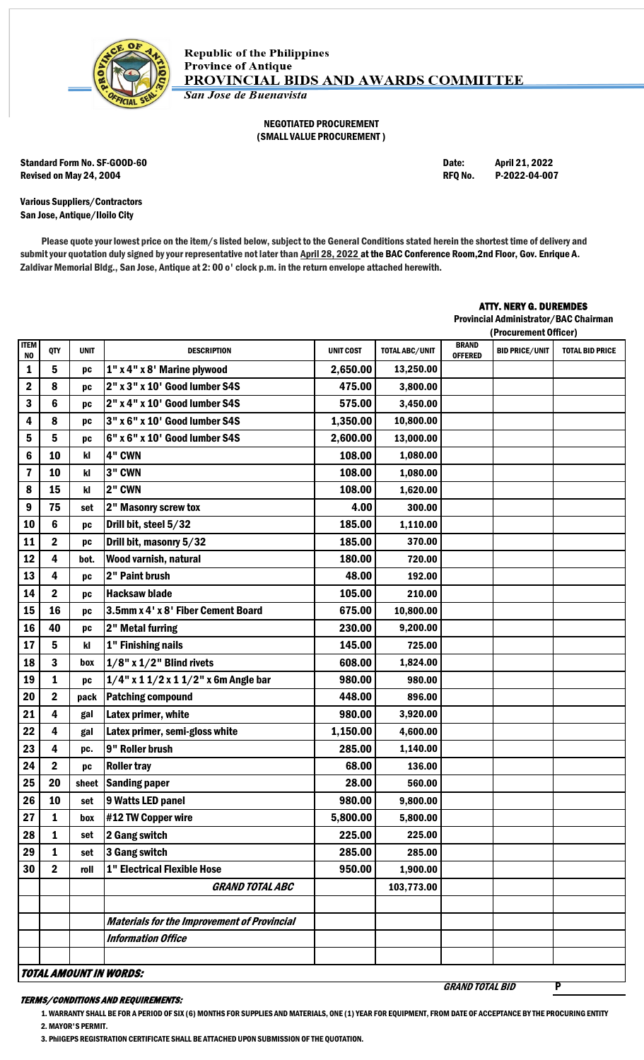Republic of the Philippines
Province of Antique
**PROVINCIAL BIDS AND AWARDS COMMITTEE**
*San Jose de Buenavista*

**NEGOTIATED PROCUREMENT**
**( SMALL VALUE PROCUREMENT )**

Standard Form No. SF-GOOD-60 — Date: April 21, 2022
Revised on May 24, 2004 — RFQ No. P-2022-04-007

Various Suppliers/Contractors
San Jose, Antique/Iloilo City

Please quote your lowest price on the item/s listed below, subject to the General Conditions stated herein the shortest time of delivery and submit your quotation duly signed by your representative not later than April 28, 2022 at the BAC Conference Room,2nd Floor, Gov. Enrique A. Zaldivar Memorial Bldg., San Jose, Antique at 2: 00 o' clock p.m. in the return envelope attached herewith.

**ATTY. NERY G. DUREMDES**
**Provincial Administrator/BAC Chairman**
**(Procurement Officer)**

| ITEM NO | QTY | UNIT | DESCRIPTION | UNIT COST | TOTAL ABC/UNIT | BRAND OFFERED | BID PRICE/UNIT | TOTAL BID PRICE |
|---|---|---|---|---|---|---|---|---|
| 1 | 5 | pc | 1" x 4" x 8' Marine plywood | 2,650.00 | 13,250.00 | | | |
| 2 | 8 | pc | 2" x 3" x 10' Good lumber S4S | 475.00 | 3,800.00 | | | |
| 3 | 6 | pc | 2" x 4" x 10' Good lumber S4S | 575.00 | 3,450.00 | | | |
| 4 | 8 | pc | 3" x 6" x 10' Good lumber S4S | 1,350.00 | 10,800.00 | | | |
| 5 | 5 | pc | 6" x 6" x 10' Good lumber S4S | 2,600.00 | 13,000.00 | | | |
| 6 | 10 | kl | 4" CWN | 108.00 | 1,080.00 | | | |
| 7 | 10 | kl | 3" CWN | 108.00 | 1,080.00 | | | |
| 8 | 15 | kl | 2" CWN | 108.00 | 1,620.00 | | | |
| 9 | 75 | set | 2" Masonry screw tox | 4.00 | 300.00 | | | |
| 10 | 6 | pc | Drill bit, steel 5/32 | 185.00 | 1,110.00 | | | |
| 11 | 2 | pc | Drill bit, masonry 5/32 | 185.00 | 370.00 | | | |
| 12 | 4 | bot. | Wood varnish, natural | 180.00 | 720.00 | | | |
| 13 | 4 | pc | 2" Paint brush | 48.00 | 192.00 | | | |
| 14 | 2 | pc | Hacksaw blade | 105.00 | 210.00 | | | |
| 15 | 16 | pc | 3.5mm x 4' x 8' Fiber Cement Board | 675.00 | 10,800.00 | | | |
| 16 | 40 | pc | 2" Metal furring | 230.00 | 9,200.00 | | | |
| 17 | 5 | kl | 1" Finishing nails | 145.00 | 725.00 | | | |
| 18 | 3 | box | 1/8" x 1/2" Blind rivets | 608.00 | 1,824.00 | | | |
| 19 | 1 | pc | 1/4" x 1 1/2 x 1 1/2" x 6m Angle bar | 980.00 | 980.00 | | | |
| 20 | 2 | pack | Patching compound | 448.00 | 896.00 | | | |
| 21 | 4 | gal | Latex primer, white | 980.00 | 3,920.00 | | | |
| 22 | 4 | gal | Latex primer, semi-gloss white | 1,150.00 | 4,600.00 | | | |
| 23 | 4 | pc. | 9" Roller brush | 285.00 | 1,140.00 | | | |
| 24 | 2 | pc | Roller tray | 68.00 | 136.00 | | | |
| 25 | 20 | sheet | Sanding paper | 28.00 | 560.00 | | | |
| 26 | 10 | set | 9 Watts LED panel | 980.00 | 9,800.00 | | | |
| 27 | 1 | box | #12 TW Copper wire | 5,800.00 | 5,800.00 | | | |
| 28 | 1 | set | 2 Gang switch | 225.00 | 225.00 | | | |
| 29 | 1 | set | 3 Gang switch | 285.00 | 285.00 | | | |
| 30 | 2 | roll | 1" Electrical Flexible Hose | 950.00 | 1,900.00 | | | |
| | | | ***GRAND TOTAL ABC*** | | 103,773.00 | | | |
| | | | | | | | | |
| | | | ***Materials for the Improvement of Provincial*** | | | | | |
| | | | ***Information Office*** | | | | | |

***TOTAL AMOUNT IN WORDS:***

***GRAND TOTAL BID*** P

***TERMS/CONDITIONS AND REQUIREMENTS:***

1. WARRANTY SHALL BE FOR A PERIOD OF SIX (6) MONTHS FOR SUPPLIES AND MATERIALS, ONE (1) YEAR FOR EQUIPMENT, FROM DATE OF ACCEPTANCE BY THE PROCURING ENTITY
2. MAYOR'S PERMIT.
3. PhilGEPS REGISTRATION CERTIFICATE SHALL BE ATTACHED UPON SUBMISSION OF THE QUOTATION.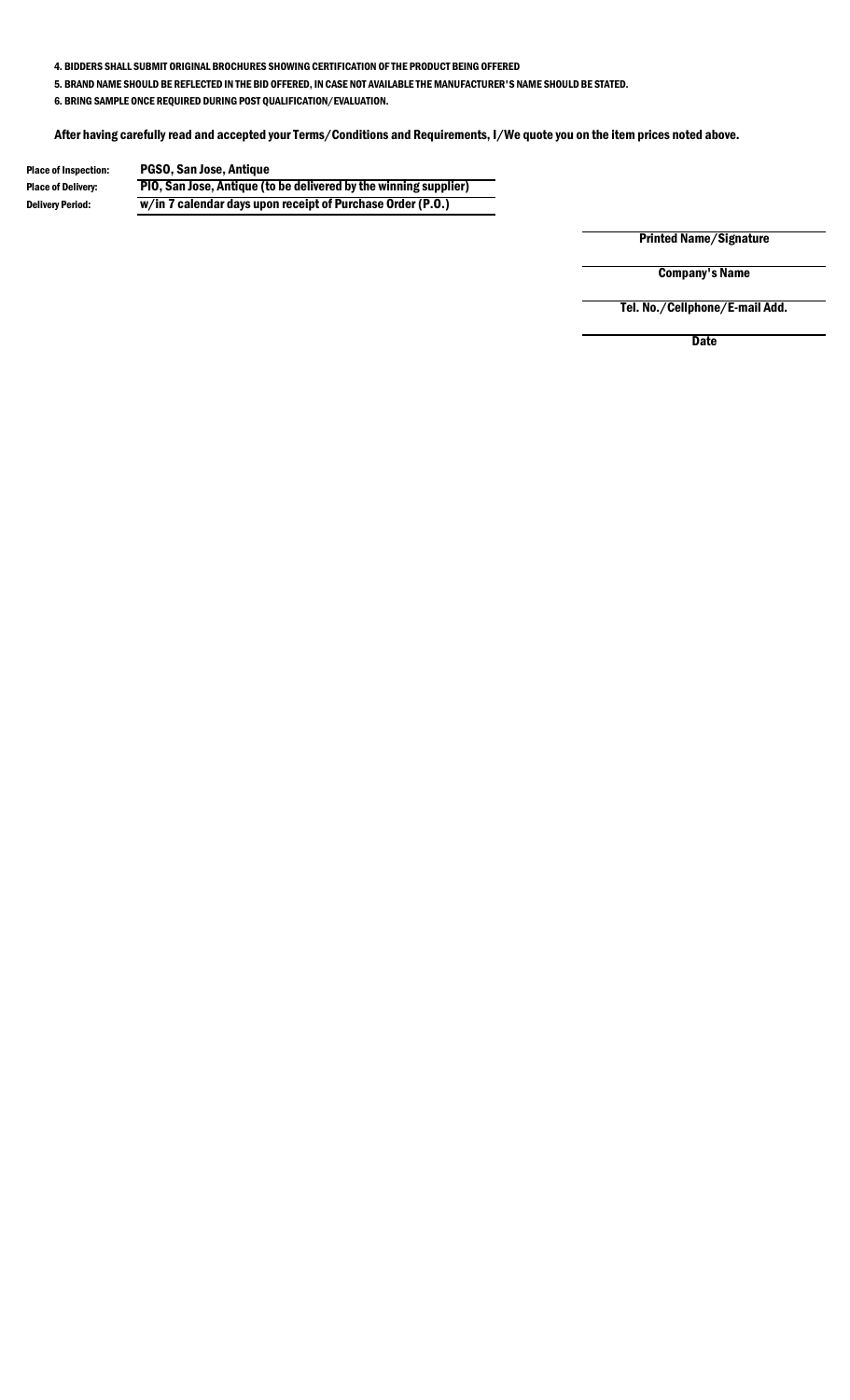4. BIDDERS SHALL SUBMIT ORIGINAL BROCHURES SHOWING CERTIFICATION OF THE PRODUCT BEING OFFERED

5. BRAND NAME SHOULD BE REFLECTED IN THE BID OFFERED, IN CASE NOT AVAILABLE THE MANUFACTURER'S NAME SHOULD BE STATED.

6. BRING SAMPLE ONCE REQUIRED DURING POST QUALIFICATION/EVALUATION.

**After having carefully read and accepted your Terms/Conditions and Requirements, I/We quote you on the item prices noted above.**

| | |
|---|---|
| Place of Inspection: | **PGSO, San Jose, Antique** |
| Place of Delivery: | **PIO, San Jose, Antique (to be delivered by the winning supplier)** |
| Delivery Period: | **w/in 7 calendar days upon receipt of Purchase Order (P.O.)** |

______________________________
**Printed Name/Signature**

______________________________
**Company's Name**

______________________________
**Tel. No./Cellphone/E-mail Add.**

______________________________
**Date**